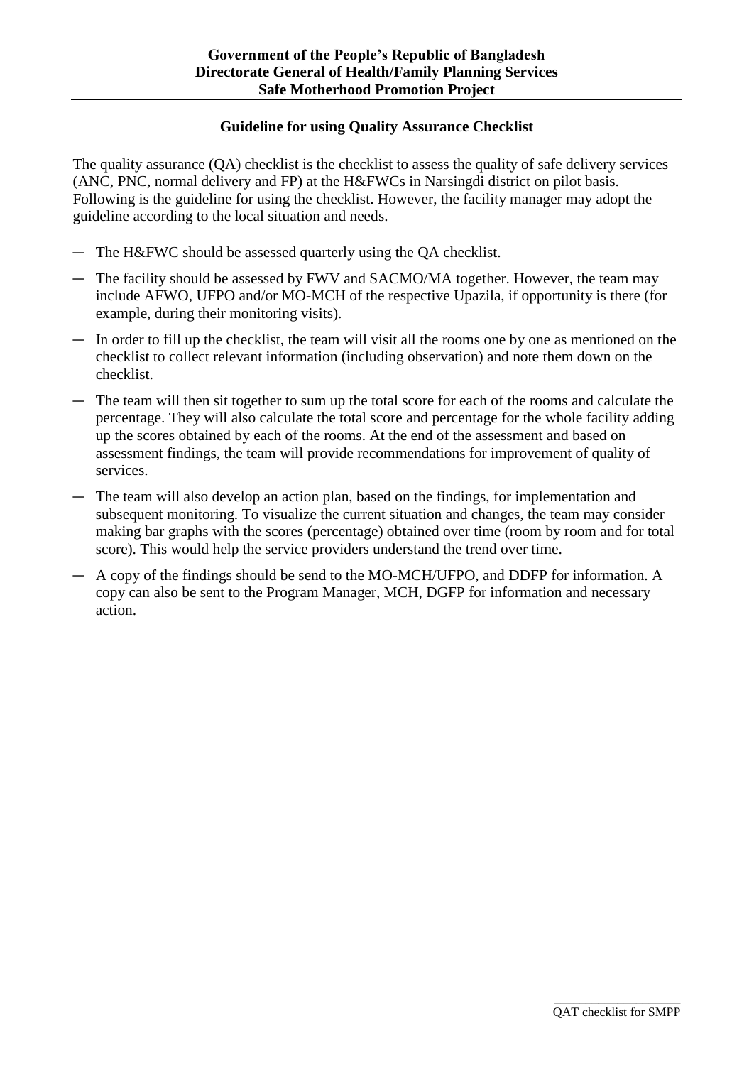**Government of the People's Republic of Bangladesh**
**Directorate General of Health/Family Planning Services**
**Safe Motherhood Promotion Project**

## Guideline for using Quality Assurance Checklist

The quality assurance (QA) checklist is the checklist to assess the quality of safe delivery services (ANC, PNC, normal delivery and FP) at the H&FWCs in Narsingdi district on pilot basis. Following is the guideline for using the checklist. However, the facility manager may adopt the guideline according to the local situation and needs.

- The H&FWC should be assessed quarterly using the QA checklist.
- The facility should be assessed by FWV and SACMO/MA together. However, the team may include AFWO, UFPO and/or MO-MCH of the respective Upazila, if opportunity is there (for example, during their monitoring visits).
- In order to fill up the checklist, the team will visit all the rooms one by one as mentioned on the checklist to collect relevant information (including observation) and note them down on the checklist.
- The team will then sit together to sum up the total score for each of the rooms and calculate the percentage. They will also calculate the total score and percentage for the whole facility adding up the scores obtained by each of the rooms. At the end of the assessment and based on assessment findings, the team will provide recommendations for improvement of quality of services.
- The team will also develop an action plan, based on the findings, for implementation and subsequent monitoring. To visualize the current situation and changes, the team may consider making bar graphs with the scores (percentage) obtained over time (room by room and for total score). This would help the service providers understand the trend over time.
- A copy of the findings should be send to the MO-MCH/UFPO, and DDFP for information. A copy can also be sent to the Program Manager, MCH, DGFP for information and necessary action.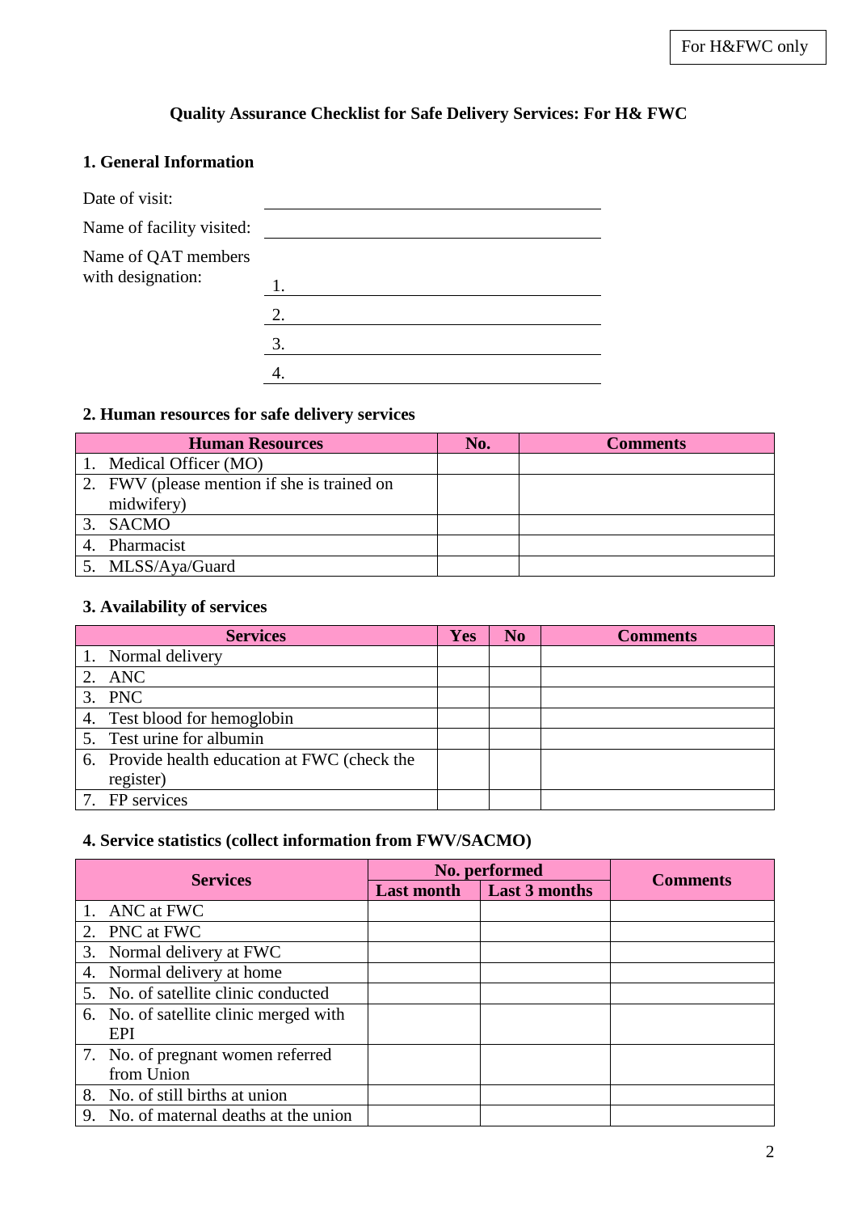For H&FWC only

# Quality Assurance Checklist for Safe Delivery Services: For H& FWC

## 1. General Information

Date of visit: ____________________

Name of facility visited: ____________________

Name of QAT members with designation:

1. ____________________
2. ____________________
3. ____________________
4. ____________________

## 2. Human resources for safe delivery services

| Human Resources | No. | Comments |
|---|---|---|
| 1. Medical Officer (MO) | | |
| 2. FWV (please mention if she is trained on midwifery) | | |
| 3. SACMO | | |
| 4. Pharmacist | | |
| 5. MLSS/Aya/Guard | | |

## 3. Availability of services

| Services | Yes | No | Comments |
|---|---|---|---|
| 1. Normal delivery | | | |
| 2. ANC | | | |
| 3. PNC | | | |
| 4. Test blood for hemoglobin | | | |
| 5. Test urine for albumin | | | |
| 6. Provide health education at FWC (check the register) | | | |
| 7. FP services | | | |

## 4. Service statistics (collect information from FWV/SACMO)

| Services | No. performed | | Comments |
|---|---|---|---|
| | Last month | Last 3 months | |
| 1. ANC at FWC | | | |
| 2. PNC at FWC | | | |
| 3. Normal delivery at FWC | | | |
| 4. Normal delivery at home | | | |
| 5. No. of satellite clinic conducted | | | |
| 6. No. of satellite clinic merged with EPI | | | |
| 7. No. of pregnant women referred from Union | | | |
| 8. No. of still births at union | | | |
| 9. No. of maternal deaths at the union | | | |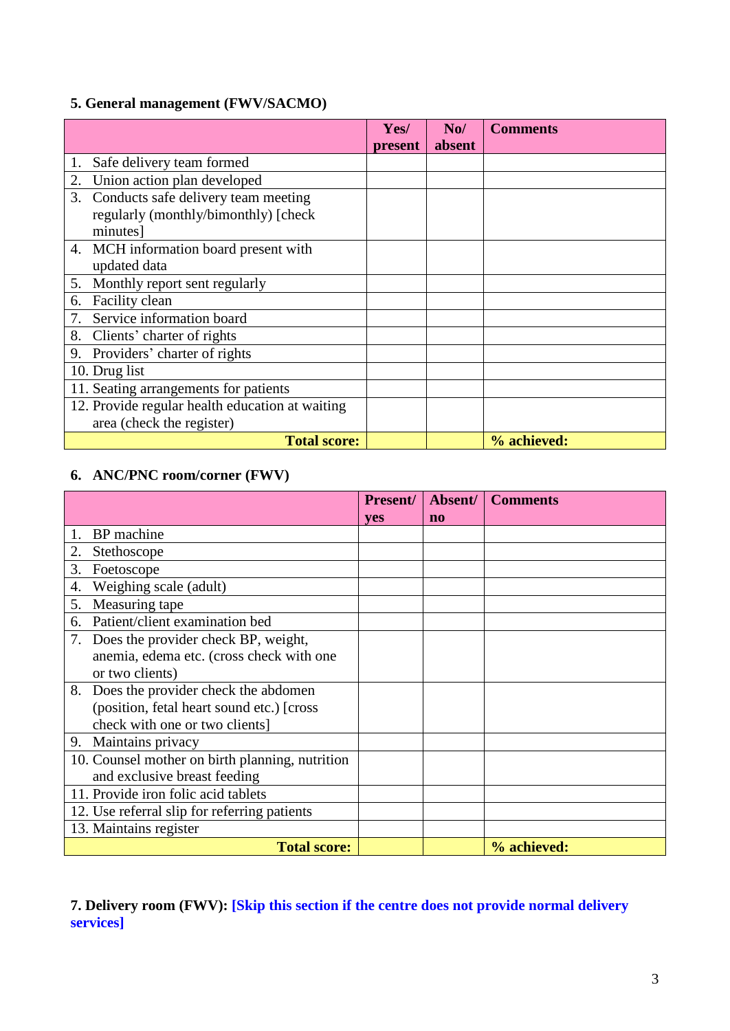### 5. General management (FWV/SACMO)

| | Yes/ present | No/ absent | Comments |
|---|---|---|---|
| 1. Safe delivery team formed | | | |
| 2. Union action plan developed | | | |
| 3. Conducts safe delivery team meeting regularly (monthly/bimonthly) [check minutes] | | | |
| 4. MCH information board present with updated data | | | |
| 5. Monthly report sent regularly | | | |
| 6. Facility clean | | | |
| 7. Service information board | | | |
| 8. Clients' charter of rights | | | |
| 9. Providers' charter of rights | | | |
| 10. Drug list | | | |
| 11. Seating arrangements for patients | | | |
| 12. Provide regular health education at waiting area (check the register) | | | |
| **Total score:** | | | **% achieved:** |

### 6. ANC/PNC room/corner (FWV)

| | Present/ yes | Absent/ no | Comments |
|---|---|---|---|
| 1. BP machine | | | |
| 2. Stethoscope | | | |
| 3. Foetoscope | | | |
| 4. Weighing scale (adult) | | | |
| 5. Measuring tape | | | |
| 6. Patient/client examination bed | | | |
| 7. Does the provider check BP, weight, anemia, edema etc. (cross check with one or two clients) | | | |
| 8. Does the provider check the abdomen (position, fetal heart sound etc.) [cross check with one or two clients] | | | |
| 9. Maintains privacy | | | |
| 10. Counsel mother on birth planning, nutrition and exclusive breast feeding | | | |
| 11. Provide iron folic acid tablets | | | |
| 12. Use referral slip for referring patients | | | |
| 13. Maintains register | | | |
| **Total score:** | | | **% achieved:** |

### 7. Delivery room (FWV): [Skip this section if the centre does not provide normal delivery services]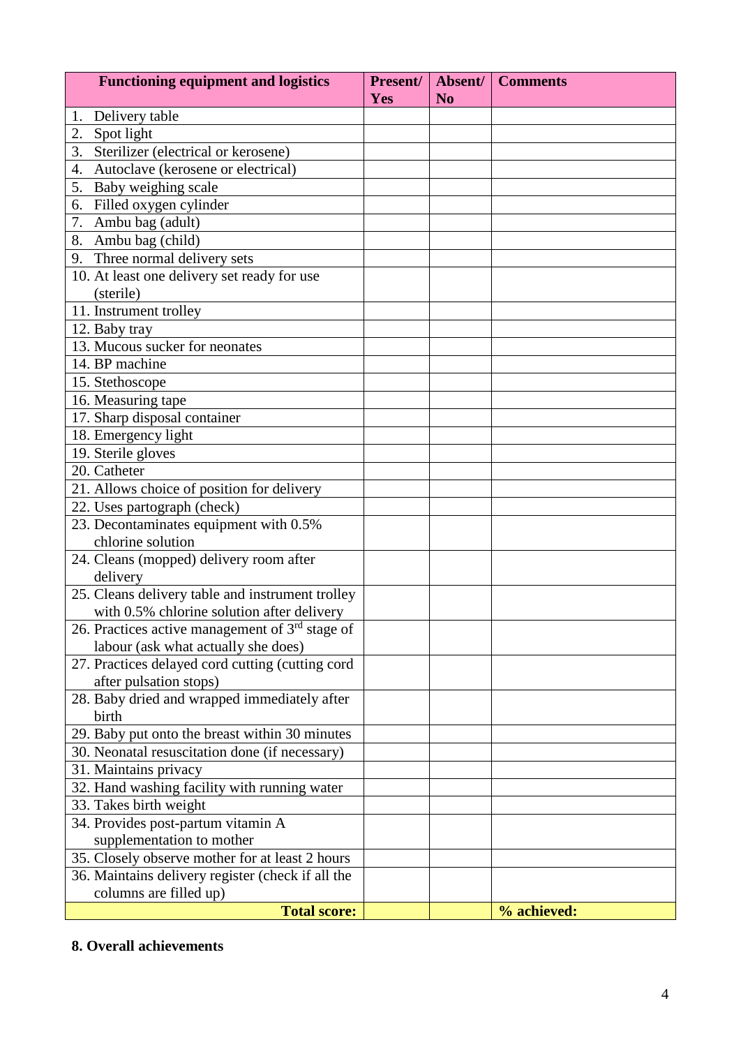| Functioning equipment and logistics | Present/ Yes | Absent/ No | Comments |
|---|---|---|---|
| 1. Delivery table | | | |
| 2. Spot light | | | |
| 3. Sterilizer (electrical or kerosene) | | | |
| 4. Autoclave (kerosene or electrical) | | | |
| 5. Baby weighing scale | | | |
| 6. Filled oxygen cylinder | | | |
| 7. Ambu bag (adult) | | | |
| 8. Ambu bag (child) | | | |
| 9. Three normal delivery sets | | | |
| 10. At least one delivery set ready for use (sterile) | | | |
| 11. Instrument trolley | | | |
| 12. Baby tray | | | |
| 13. Mucous sucker for neonates | | | |
| 14. BP machine | | | |
| 15. Stethoscope | | | |
| 16. Measuring tape | | | |
| 17. Sharp disposal container | | | |
| 18. Emergency light | | | |
| 19. Sterile gloves | | | |
| 20. Catheter | | | |
| 21. Allows choice of position for delivery | | | |
| 22. Uses partograph (check) | | | |
| 23. Decontaminates equipment with 0.5% chlorine solution | | | |
| 24. Cleans (mopped) delivery room after delivery | | | |
| 25. Cleans delivery table and instrument trolley with 0.5% chlorine solution after delivery | | | |
| 26. Practices active management of 3rd stage of labour (ask what actually she does) | | | |
| 27. Practices delayed cord cutting (cutting cord after pulsation stops) | | | |
| 28. Baby dried and wrapped immediately after birth | | | |
| 29. Baby put onto the breast within 30 minutes | | | |
| 30. Neonatal resuscitation done (if necessary) | | | |
| 31. Maintains privacy | | | |
| 32. Hand washing facility with running water | | | |
| 33. Takes birth weight | | | |
| 34. Provides post-partum vitamin A supplementation to mother | | | |
| 35. Closely observe mother for at least 2 hours | | | |
| 36. Maintains delivery register (check if all the columns are filled up) | | | |
| **Total score:** | | | **% achieved:** |

**8. Overall achievements**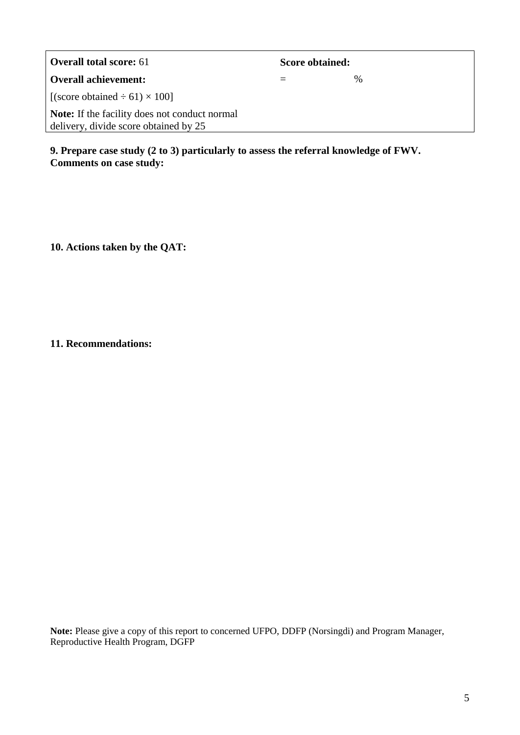| | |
|---|---|
| **Overall total score:** 61 | **Score obtained:** |
| **Overall achievement:** | =                    % |
| [(score obtained ÷ 61) × 100] | |
| **Note:** If the facility does not conduct normal delivery, divide score obtained by 25 | |

**9. Prepare case study (2 to 3) particularly to assess the referral knowledge of FWV.**
**Comments on case study:**

**10. Actions taken by the QAT:**

**11. Recommendations:**

**Note:** Please give a copy of this report to concerned UFPO, DDFP (Norsingdi) and Program Manager, Reproductive Health Program, DGFP